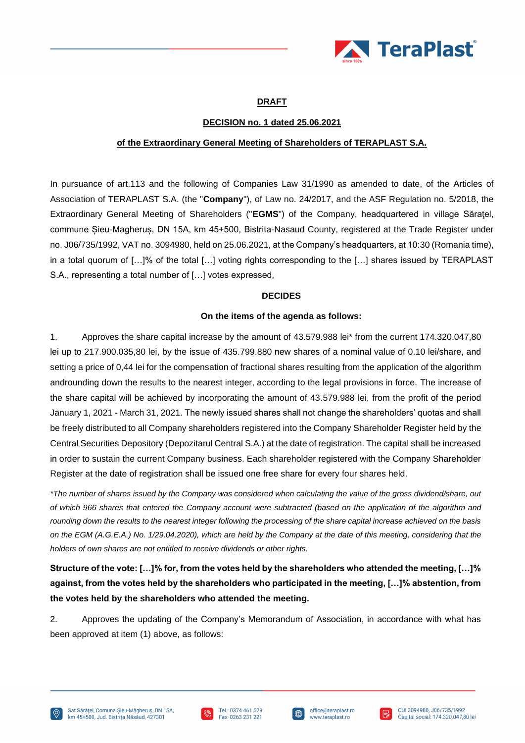**DRAFT**

**DECISION no. 1 dated 25.06.2021**

**of the Extraordinary General Meeting of Shareholders of TERAPLAST S.A.**

In pursuance of art.113 and the following of Companies Law 31/1990 as amended to date, of the Articles of Association of TERAPLAST S.A. (the "**Company**"), of Law no. 24/2017, and the ASF Regulation no. 5/2018, the Extraordinary General Meeting of Shareholders ("**EGMS**") of the Company, headquartered in village Sărăţel, commune Șieu-Magheruș, DN 15A, km 45+500, Bistrita-Nasaud County, registered at the Trade Register under no. J06/735/1992, VAT no. 3094980, held on 25.06.2021, at the Company's headquarters, at 10:30 (Romania time), in a total quorum of […]% of the total […] voting rights corresponding to the […] shares issued by TERAPLAST S.A., representing a total number of […] votes expressed,

**DECIDES**

**On the items of the agenda as follows:**

1. Approves the share capital increase by the amount of 43.579.988 lei* from the current 174.320.047,80 lei up to 217.900.035,80 lei, by the issue of 435.799.880 new shares of a nominal value of 0.10 lei/share, and setting a price of 0,44 lei for the compensation of fractional shares resulting from the application of the algorithm androunding down the results to the nearest integer, according to the legal provisions in force. The increase of the share capital will be achieved by incorporating the amount of 43.579.988 lei, from the profit of the period January 1, 2021 - March 31, 2021. The newly issued shares shall not change the shareholders' quotas and shall be freely distributed to all Company shareholders registered into the Company Shareholder Register held by the Central Securities Depository (Depozitarul Central S.A.) at the date of registration. The capital shall be increased in order to sustain the current Company business. Each shareholder registered with the Company Shareholder Register at the date of registration shall be issued one free share for every four shares held.

*\*The number of shares issued by the Company was considered when calculating the value of the gross dividend/share, out of which 966 shares that entered the Company account were subtracted (based on the application of the algorithm and rounding down the results to the nearest integer following the processing of the share capital increase achieved on the basis on the EGM (A.G.E.A.) No. 1/29.04.2020), which are held by the Company at the date of this meeting, considering that the holders of own shares are not entitled to receive dividends or other rights.*

**Structure of the vote: […]% for, from the votes held by the shareholders who attended the meeting, […]% against, from the votes held by the shareholders who participated in the meeting, […]% abstention, from the votes held by the shareholders who attended the meeting.**

2. Approves the updating of the Company's Memorandum of Association, in accordance with what has been approved at item (1) above, as follows: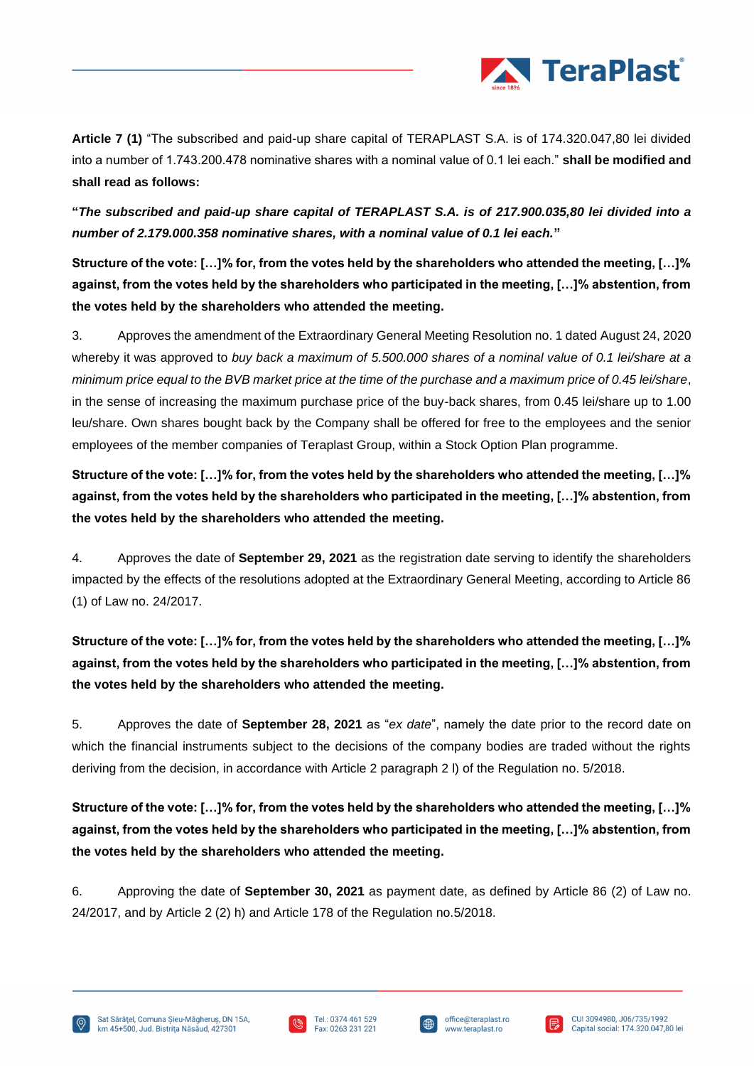**Article 7 (1)** "The subscribed and paid-up share capital of TERAPLAST S.A. is of 174.320.047,80 lei divided into a number of 1.743.200.478 nominative shares with a nominal value of 0.1 lei each." **shall be modified and shall read as follows:**

**"*The subscribed and paid-up share capital of TERAPLAST S.A. is of 217.900.035,80 lei divided into a number of 2.179.000.358 nominative shares, with a nominal value of 0.1 lei each.*"**

**Structure of the vote: […]% for, from the votes held by the shareholders who attended the meeting, […]% against, from the votes held by the shareholders who participated in the meeting, […]% abstention, from the votes held by the shareholders who attended the meeting.**

3. Approves the amendment of the Extraordinary General Meeting Resolution no. 1 dated August 24, 2020 whereby it was approved to *buy back a maximum of 5.500.000 shares of a nominal value of 0.1 lei/share at a minimum price equal to the BVB market price at the time of the purchase and a maximum price of 0.45 lei/share*, in the sense of increasing the maximum purchase price of the buy-back shares, from 0.45 lei/share up to 1.00 leu/share. Own shares bought back by the Company shall be offered for free to the employees and the senior employees of the member companies of Teraplast Group, within a Stock Option Plan programme.

**Structure of the vote: […]% for, from the votes held by the shareholders who attended the meeting, […]% against, from the votes held by the shareholders who participated in the meeting, […]% abstention, from the votes held by the shareholders who attended the meeting.**

4. Approves the date of **September 29, 2021** as the registration date serving to identify the shareholders impacted by the effects of the resolutions adopted at the Extraordinary General Meeting, according to Article 86 (1) of Law no. 24/2017.

**Structure of the vote: […]% for, from the votes held by the shareholders who attended the meeting, […]% against, from the votes held by the shareholders who participated in the meeting, […]% abstention, from the votes held by the shareholders who attended the meeting.**

5. Approves the date of **September 28, 2021** as "*ex date*", namely the date prior to the record date on which the financial instruments subject to the decisions of the company bodies are traded without the rights deriving from the decision, in accordance with Article 2 paragraph 2 l) of the Regulation no. 5/2018.

**Structure of the vote: […]% for, from the votes held by the shareholders who attended the meeting, […]% against, from the votes held by the shareholders who participated in the meeting, […]% abstention, from the votes held by the shareholders who attended the meeting.**

6. Approving the date of **September 30, 2021** as payment date, as defined by Article 86 (2) of Law no. 24/2017, and by Article 2 (2) h) and Article 178 of the Regulation no.5/2018.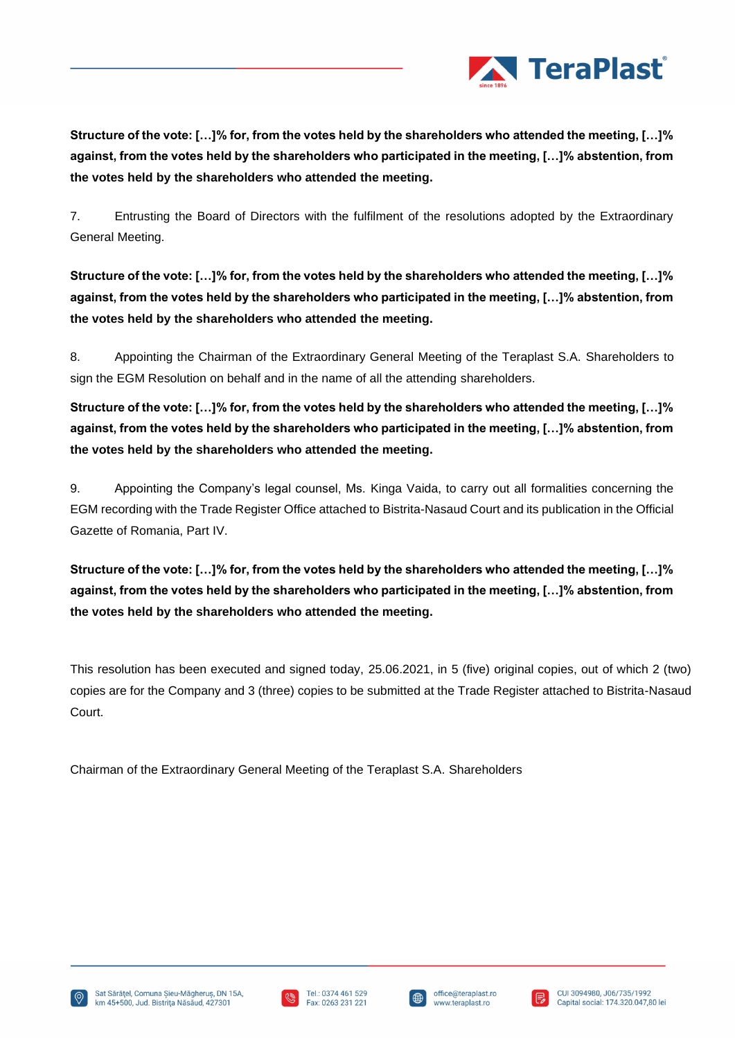**Structure of the vote: […]% for, from the votes held by the shareholders who attended the meeting, […]% against, from the votes held by the shareholders who participated in the meeting, […]% abstention, from the votes held by the shareholders who attended the meeting.**

7. Entrusting the Board of Directors with the fulfilment of the resolutions adopted by the Extraordinary General Meeting.

**Structure of the vote: […]% for, from the votes held by the shareholders who attended the meeting, […]% against, from the votes held by the shareholders who participated in the meeting, […]% abstention, from the votes held by the shareholders who attended the meeting.**

8. Appointing the Chairman of the Extraordinary General Meeting of the Teraplast S.A. Shareholders to sign the EGM Resolution on behalf and in the name of all the attending shareholders.

**Structure of the vote: […]% for, from the votes held by the shareholders who attended the meeting, […]% against, from the votes held by the shareholders who participated in the meeting, […]% abstention, from the votes held by the shareholders who attended the meeting.**

9. Appointing the Company's legal counsel, Ms. Kinga Vaida, to carry out all formalities concerning the EGM recording with the Trade Register Office attached to Bistrita-Nasaud Court and its publication in the Official Gazette of Romania, Part IV.

**Structure of the vote: […]% for, from the votes held by the shareholders who attended the meeting, […]% against, from the votes held by the shareholders who participated in the meeting, […]% abstention, from the votes held by the shareholders who attended the meeting.**

This resolution has been executed and signed today, 25.06.2021, in 5 (five) original copies, out of which 2 (two) copies are for the Company and 3 (three) copies to be submitted at the Trade Register attached to Bistrita-Nasaud Court.

Chairman of the Extraordinary General Meeting of the Teraplast S.A. Shareholders